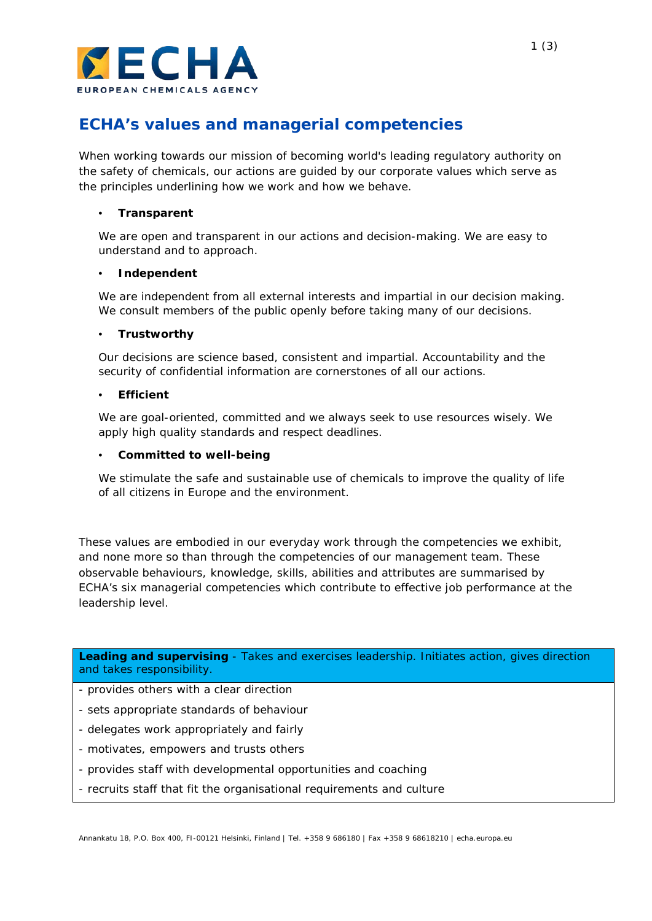# ECHA's values and managerial competencies

When working towards our mission of becoming world's leading regulatory authority on the safety of chemicals, our actions are guided by our corporate values which serve as the principles underlining how we work and how we behave.

- **Transparent**

  We are open and transparent in our actions and decision-making. We are easy to understand and to approach.

- **Independent**

  We are independent from all external interests and impartial in our decision making. We consult members of the public openly before taking many of our decisions.

- **Trustworthy**

  Our decisions are science based, consistent and impartial. Accountability and the security of confidential information are cornerstones of all our actions.

- **Efficient**

  We are goal-oriented, committed and we always seek to use resources wisely. We apply high quality standards and respect deadlines.

- **Committed to well-being**

  We stimulate the safe and sustainable use of chemicals to improve the quality of life of all citizens in Europe and the environment.

These values are embodied in our everyday work through the competencies we exhibit, and none more so than through the competencies of our management team. These observable behaviours, knowledge, skills, abilities and attributes are summarised by ECHA's six managerial competencies which contribute to effective job performance at the leadership level.

| **Leading and supervising** - Takes and exercises leadership. Initiates action, gives direction and takes responsibility. |
|---|
| - provides others with a clear direction |
| - sets appropriate standards of behaviour |
| - delegates work appropriately and fairly |
| - motivates, empowers and trusts others |
| - provides staff with developmental opportunities and coaching |
| - recruits staff that fit the organisational requirements and culture |

Annankatu 18, P.O. Box 400, FI-00121 Helsinki, Finland | Tel. +358 9 686180 | Fax +358 9 68618210 | echa.europa.eu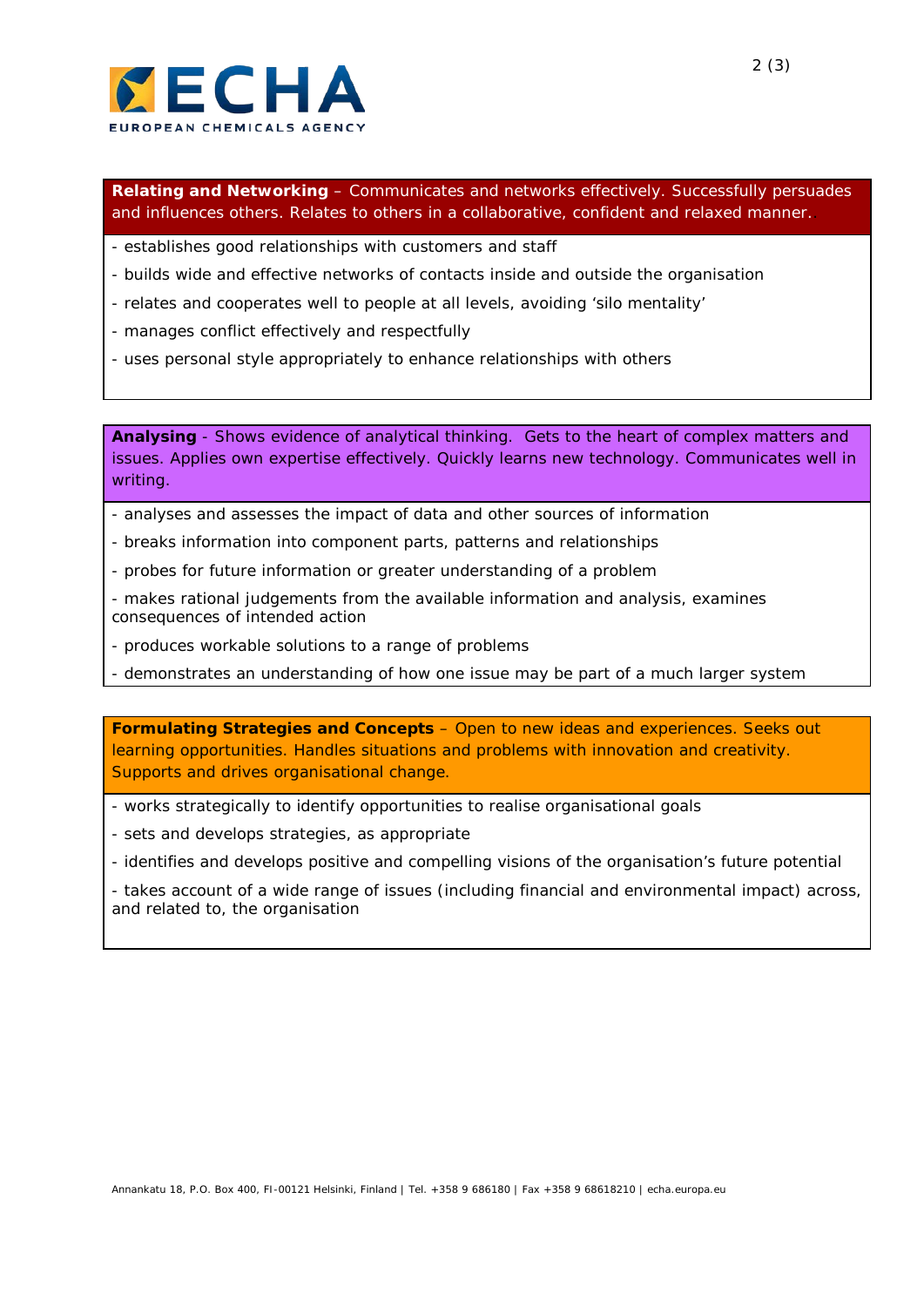**Relating and Networking** – Communicates and networks effectively. Successfully persuades and influences others. Relates to others in a collaborative, confident and relaxed manner.

- establishes good relationships with customers and staff
- builds wide and effective networks of contacts inside and outside the organisation
- relates and cooperates well to people at all levels, avoiding ‘silo mentality’
- manages conflict effectively and respectfully
- uses personal style appropriately to enhance relationships with others

**Analysing** - Shows evidence of analytical thinking. Gets to the heart of complex matters and issues. Applies own expertise effectively. Quickly learns new technology. Communicates well in writing.

- analyses and assesses the impact of data and other sources of information
- breaks information into component parts, patterns and relationships
- probes for future information or greater understanding of a problem
- makes rational judgements from the available information and analysis, examines consequences of intended action
- produces workable solutions to a range of problems
- demonstrates an understanding of how one issue may be part of a much larger system

**Formulating Strategies and Concepts** – Open to new ideas and experiences. Seeks out learning opportunities. Handles situations and problems with innovation and creativity. Supports and drives organisational change.

- works strategically to identify opportunities to realise organisational goals
- sets and develops strategies, as appropriate
- identifies and develops positive and compelling visions of the organisation’s future potential
- takes account of a wide range of issues (including financial and environmental impact) across, and related to, the organisation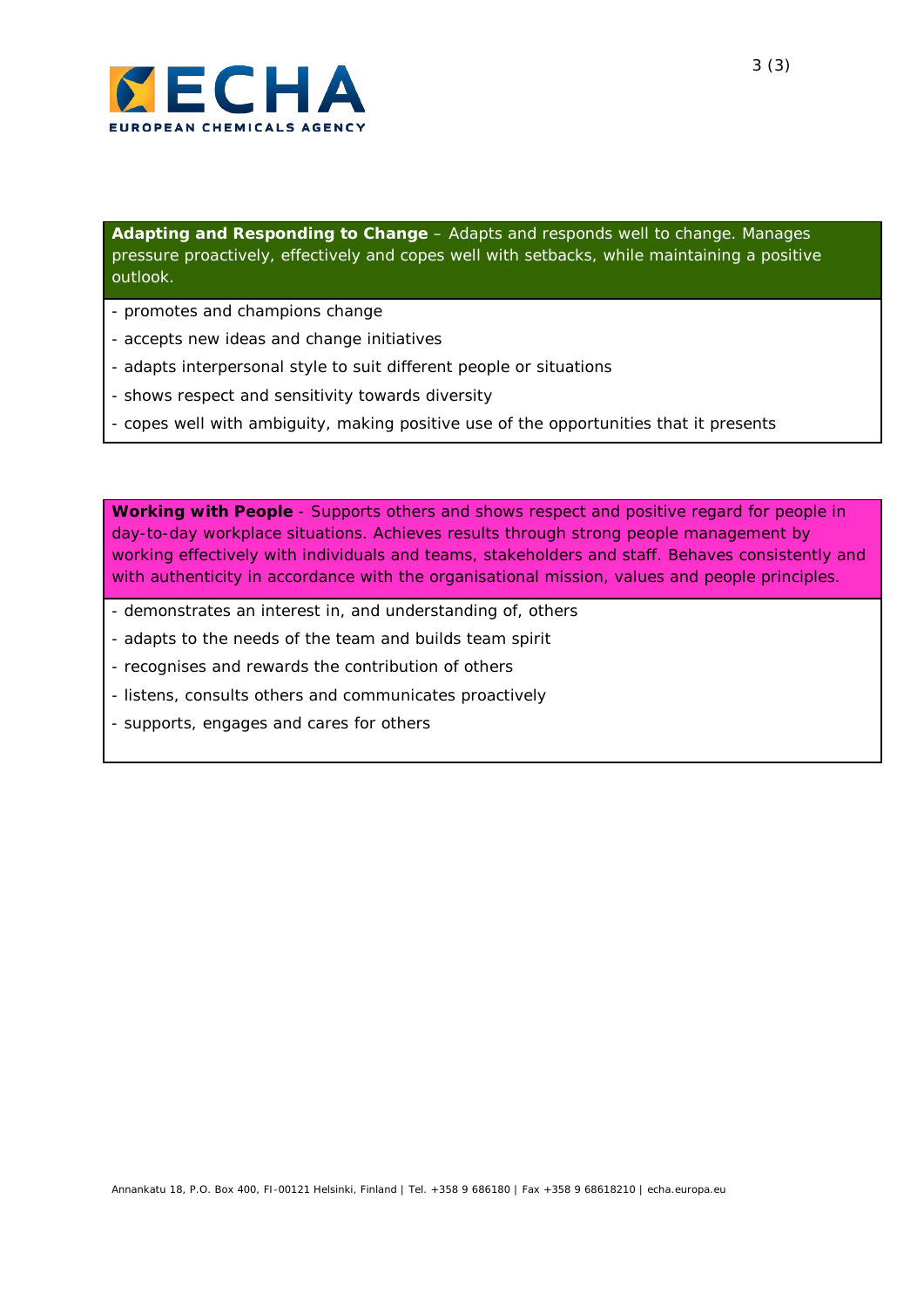**Adapting and Responding to Change** – Adapts and responds well to change. Manages pressure proactively, effectively and copes well with setbacks, while maintaining a positive outlook.

- promotes and champions change
- accepts new ideas and change initiatives
- adapts interpersonal style to suit different people or situations
- shows respect and sensitivity towards diversity
- copes well with ambiguity, making positive use of the opportunities that it presents

**Working with People** - Supports others and shows respect and positive regard for people in day-to-day workplace situations. Achieves results through strong people management by working effectively with individuals and teams, stakeholders and staff. Behaves consistently and with authenticity in accordance with the organisational mission, values and people principles.

- demonstrates an interest in, and understanding of, others
- adapts to the needs of the team and builds team spirit
- recognises and rewards the contribution of others
- listens, consults others and communicates proactively
- supports, engages and cares for others